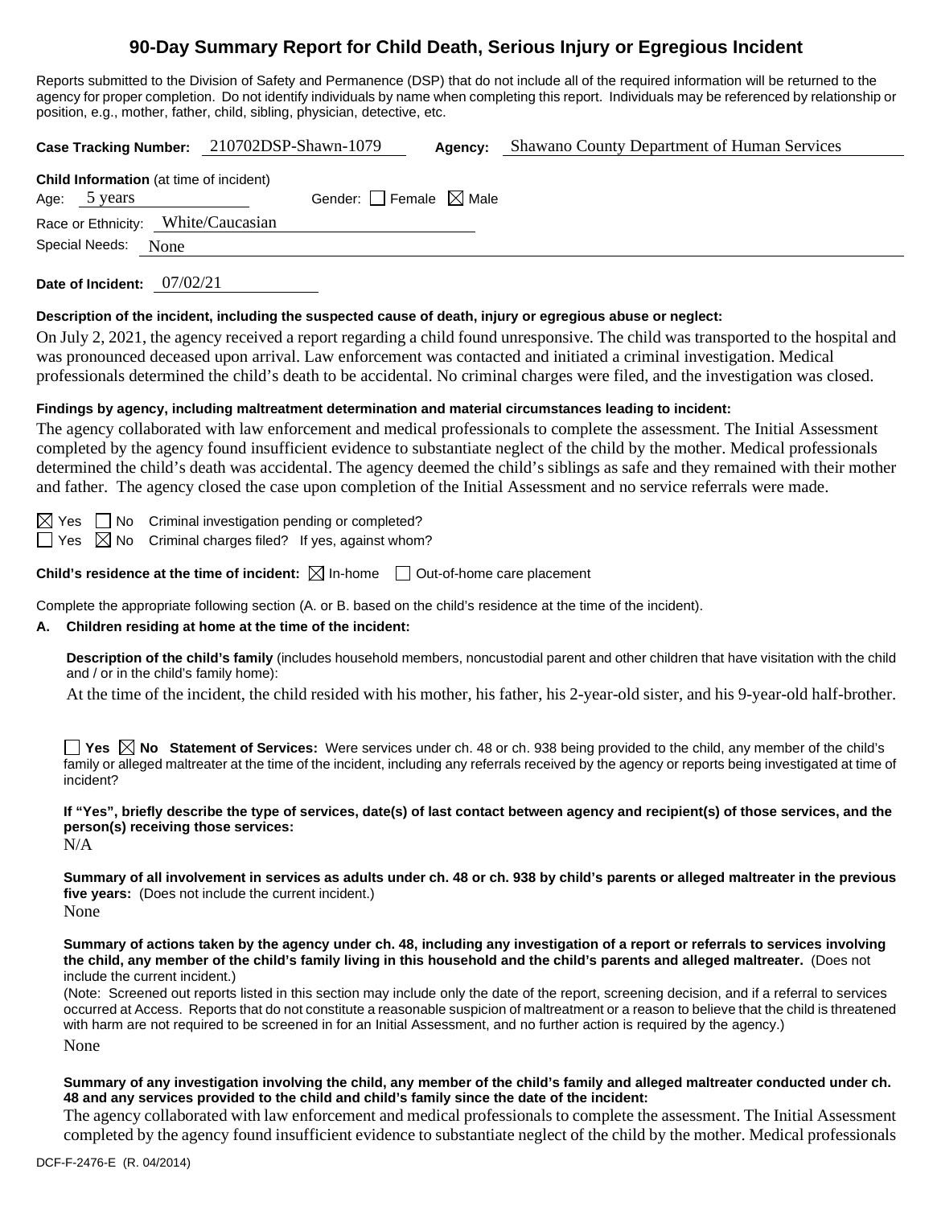# 90-Day Summary Report for Child Death, Serious Injury or Egregious Incident

Reports submitted to the Division of Safety and Permanence (DSP) that do not include all of the required information will be returned to the agency for proper completion. Do not identify individuals by name when completing this report. Individuals may be referenced by relationship or position, e.g., mother, father, child, sibling, physician, detective, etc.

**Case Tracking Number:** 210702DSP-Shawn-1079 **Agency:** Shawano County Department of Human Services

**Child Information** (at time of incident)

Age: 5 years Gender: ☐ Female ☒ Male

Race or Ethnicity: White/Caucasian

Special Needs: None

**Date of Incident:** 07/02/21

**Description of the incident, including the suspected cause of death, injury or egregious abuse or neglect:**

On July 2, 2021, the agency received a report regarding a child found unresponsive. The child was transported to the hospital and was pronounced deceased upon arrival. Law enforcement was contacted and initiated a criminal investigation. Medical professionals determined the child's death to be accidental. No criminal charges were filed, and the investigation was closed.

**Findings by agency, including maltreatment determination and material circumstances leading to incident:**

The agency collaborated with law enforcement and medical professionals to complete the assessment. The Initial Assessment completed by the agency found insufficient evidence to substantiate neglect of the child by the mother. Medical professionals determined the child's death was accidental. The agency deemed the child's siblings as safe and they remained with their mother and father. The agency closed the case upon completion of the Initial Assessment and no service referrals were made.

☒ Yes ☐ No Criminal investigation pending or completed?

☐ Yes ☒ No Criminal charges filed? If yes, against whom?

**Child's residence at the time of incident:** ☒ In-home ☐ Out-of-home care placement

Complete the appropriate following section (A. or B. based on the child's residence at the time of the incident).

**A. Children residing at home at the time of the incident:**

**Description of the child's family** (includes household members, noncustodial parent and other children that have visitation with the child and / or in the child's family home):

At the time of the incident, the child resided with his mother, his father, his 2-year-old sister, and his 9-year-old half-brother.

☐ **Yes** ☒ **No Statement of Services:** Were services under ch. 48 or ch. 938 being provided to the child, any member of the child's family or alleged maltreater at the time of the incident, including any referrals received by the agency or reports being investigated at time of incident?

**If "Yes", briefly describe the type of services, date(s) of last contact between agency and recipient(s) of those services, and the person(s) receiving those services:**

N/A

**Summary of all involvement in services as adults under ch. 48 or ch. 938 by child's parents or alleged maltreater in the previous five years:** (Does not include the current incident.)

None

**Summary of actions taken by the agency under ch. 48, including any investigation of a report or referrals to services involving the child, any member of the child's family living in this household and the child's parents and alleged maltreater.** (Does not include the current incident.)

(Note: Screened out reports listed in this section may include only the date of the report, screening decision, and if a referral to services occurred at Access. Reports that do not constitute a reasonable suspicion of maltreatment or a reason to believe that the child is threatened with harm are not required to be screened in for an Initial Assessment, and no further action is required by the agency.)

None

**Summary of any investigation involving the child, any member of the child's family and alleged maltreater conducted under ch. 48 and any services provided to the child and child's family since the date of the incident:**

The agency collaborated with law enforcement and medical professionals to complete the assessment. The Initial Assessment completed by the agency found insufficient evidence to substantiate neglect of the child by the mother. Medical professionals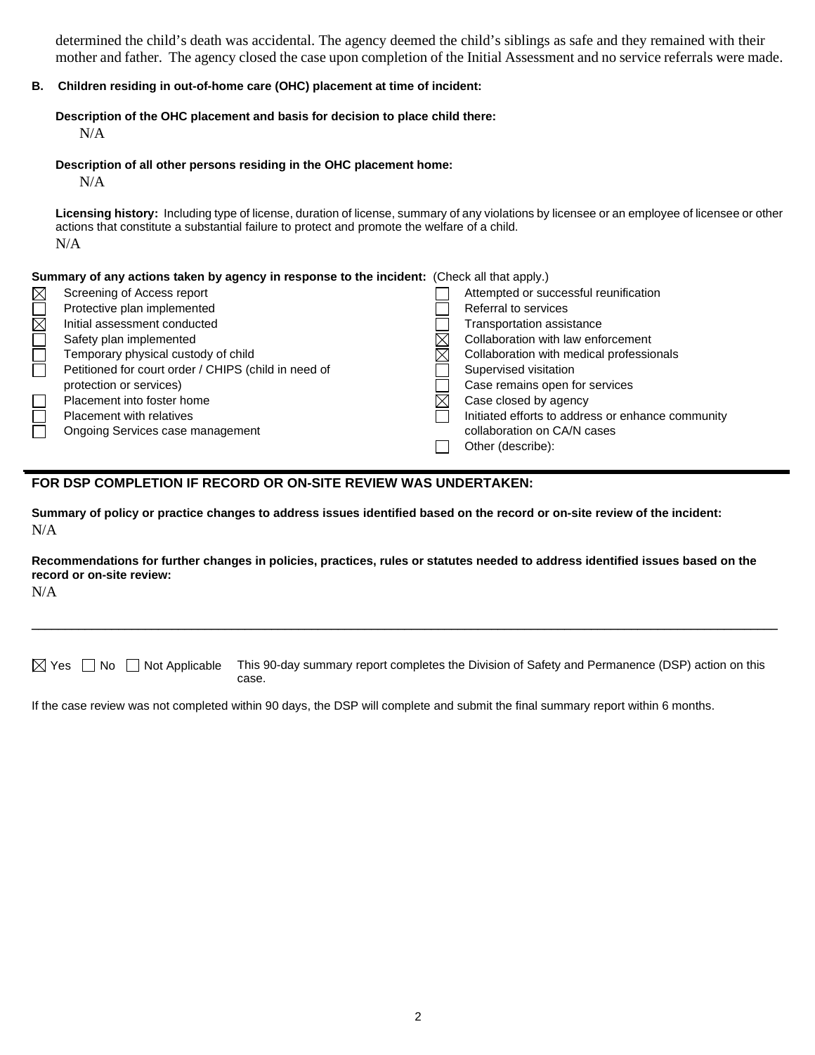determined the child's death was accidental. The agency deemed the child's siblings as safe and they remained with their mother and father. The agency closed the case upon completion of the Initial Assessment and no service referrals were made.

**B. Children residing in out-of-home care (OHC) placement at time of incident:**

**Description of the OHC placement and basis for decision to place child there:**

N/A

**Description of all other persons residing in the OHC placement home:**

N/A

**Licensing history:** Including type of license, duration of license, summary of any violations by licensee or an employee of licensee or other actions that constitute a substantial failure to protect and promote the welfare of a child.

N/A

**Summary of any actions taken by agency in response to the incident:** (Check all that apply.)

- ☒ Screening of Access report
- ☐ Protective plan implemented
- ☒ Initial assessment conducted
- ☐ Safety plan implemented
- ☐ Temporary physical custody of child
- ☐ Petitioned for court order / CHIPS (child in need of protection or services)
- ☐ Placement into foster home
- ☐ Placement with relatives
- ☐ Ongoing Services case management
- ☐ Attempted or successful reunification
- ☐ Referral to services
- ☐ Transportation assistance
- ☒ Collaboration with law enforcement
- ☒ Collaboration with medical professionals
- ☐ Supervised visitation
- ☐ Case remains open for services
- ☒ Case closed by agency
- ☐ Initiated efforts to address or enhance community collaboration on CA/N cases
- ☐ Other (describe):

---

## FOR DSP COMPLETION IF RECORD OR ON-SITE REVIEW WAS UNDERTAKEN:

**Summary of policy or practice changes to address issues identified based on the record or on-site review of the incident:**

N/A

**Recommendations for further changes in policies, practices, rules or statutes needed to address identified issues based on the record or on-site review:**

N/A

---

☒ Yes ☐ No ☐ Not Applicable This 90-day summary report completes the Division of Safety and Permanence (DSP) action on this case.

If the case review was not completed within 90 days, the DSP will complete and submit the final summary report within 6 months.